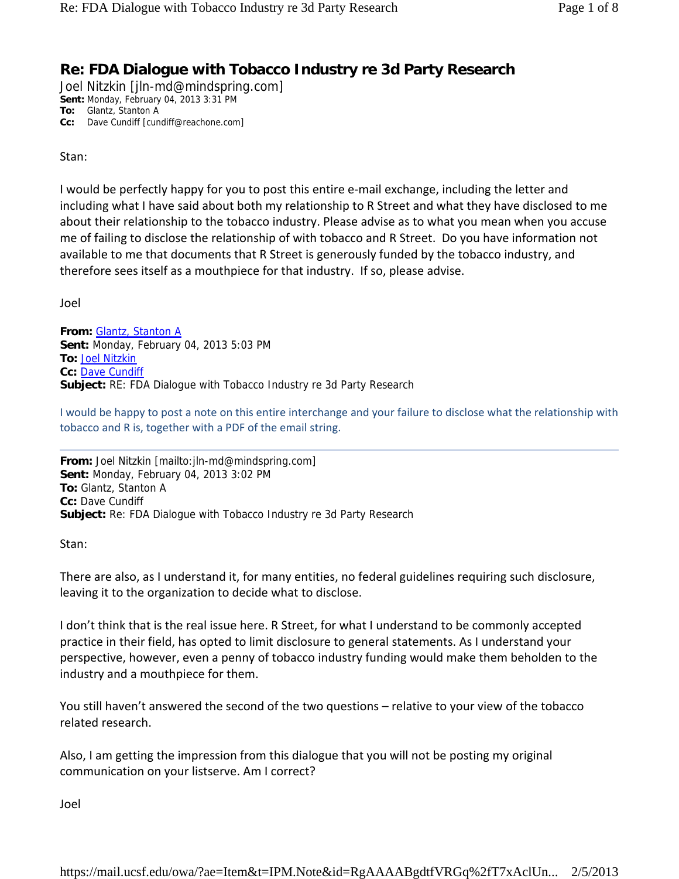# Re: FDA Dialogue with Tobacco Industry re 3d Party Research

Joel Nitzkin [jln-md@mindspring.com]
**Sent:** Monday, February 04, 2013 3:31 PM
**To:** Glantz, Stanton A
**Cc:** Dave Cundiff [cundiff@reachone.com]

Stan:

I would be perfectly happy for you to post this entire e-mail exchange, including the letter and including what I have said about both my relationship to R Street and what they have disclosed to me about their relationship to the tobacco industry. Please advise as to what you mean when you accuse me of failing to disclose the relationship of with tobacco and R Street. Do you have information not available to me that documents that R Street is generously funded by the tobacco industry, and therefore sees itself as a mouthpiece for that industry. If so, please advise.

Joel

**From:** Glantz, Stanton A
**Sent:** Monday, February 04, 2013 5:03 PM
**To:** Joel Nitzkin
**Cc:** Dave Cundiff
**Subject:** RE: FDA Dialogue with Tobacco Industry re 3d Party Research

I would be happy to post a note on this entire interchange and your failure to disclose what the relationship with tobacco and R is, together with a PDF of the email string.

---

**From:** Joel Nitzkin [mailto:jln-md@mindspring.com]
**Sent:** Monday, February 04, 2013 3:02 PM
**To:** Glantz, Stanton A
**Cc:** Dave Cundiff
**Subject:** Re: FDA Dialogue with Tobacco Industry re 3d Party Research

Stan:

There are also, as I understand it, for many entities, no federal guidelines requiring such disclosure, leaving it to the organization to decide what to disclose.

I don't think that is the real issue here. R Street, for what I understand to be commonly accepted practice in their field, has opted to limit disclosure to general statements. As I understand your perspective, however, even a penny of tobacco industry funding would make them beholden to the industry and a mouthpiece for them.

You still haven't answered the second of the two questions – relative to your view of the tobacco related research.

Also, I am getting the impression from this dialogue that you will not be posting my original communication on your listserve. Am I correct?

Joel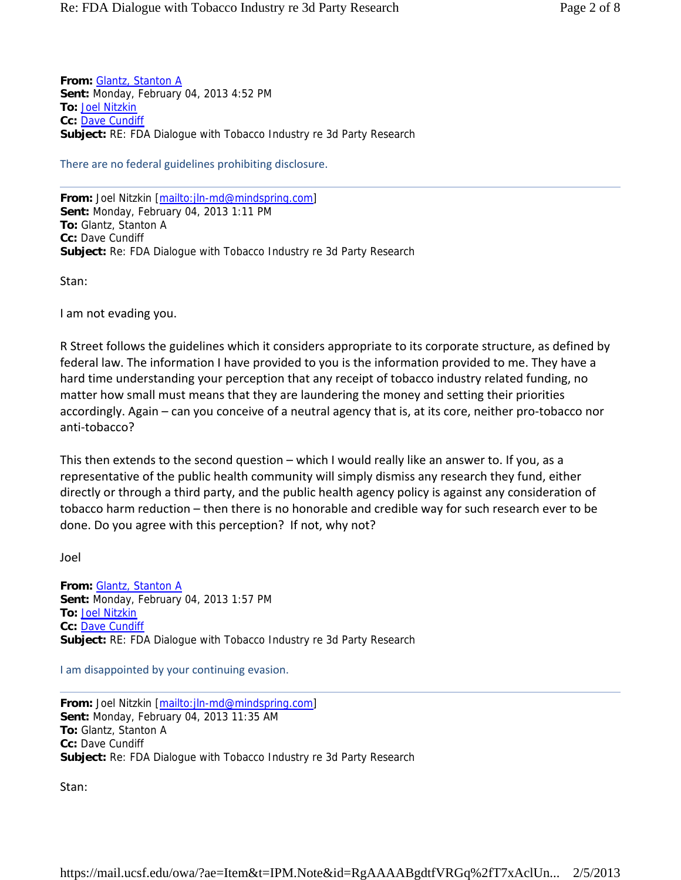**From:** Glantz, Stanton A
**Sent:** Monday, February 04, 2013 4:52 PM
**To:** Joel Nitzkin
**Cc:** Dave Cundiff
**Subject:** RE: FDA Dialogue with Tobacco Industry re 3d Party Research

There are no federal guidelines prohibiting disclosure.

---

**From:** Joel Nitzkin [mailto:jln-md@mindspring.com]
**Sent:** Monday, February 04, 2013 1:11 PM
**To:** Glantz, Stanton A
**Cc:** Dave Cundiff
**Subject:** Re: FDA Dialogue with Tobacco Industry re 3d Party Research

Stan:

I am not evading you.

R Street follows the guidelines which it considers appropriate to its corporate structure, as defined by federal law. The information I have provided to you is the information provided to me. They have a hard time understanding your perception that any receipt of tobacco industry related funding, no matter how small must means that they are laundering the money and setting their priorities accordingly. Again – can you conceive of a neutral agency that is, at its core, neither pro-tobacco nor anti-tobacco?

This then extends to the second question – which I would really like an answer to. If you, as a representative of the public health community will simply dismiss any research they fund, either directly or through a third party, and the public health agency policy is against any consideration of tobacco harm reduction – then there is no honorable and credible way for such research ever to be done. Do you agree with this perception? If not, why not?

Joel

**From:** Glantz, Stanton A
**Sent:** Monday, February 04, 2013 1:57 PM
**To:** Joel Nitzkin
**Cc:** Dave Cundiff
**Subject:** RE: FDA Dialogue with Tobacco Industry re 3d Party Research

I am disappointed by your continuing evasion.

---

**From:** Joel Nitzkin [mailto:jln-md@mindspring.com]
**Sent:** Monday, February 04, 2013 11:35 AM
**To:** Glantz, Stanton A
**Cc:** Dave Cundiff
**Subject:** Re: FDA Dialogue with Tobacco Industry re 3d Party Research

Stan: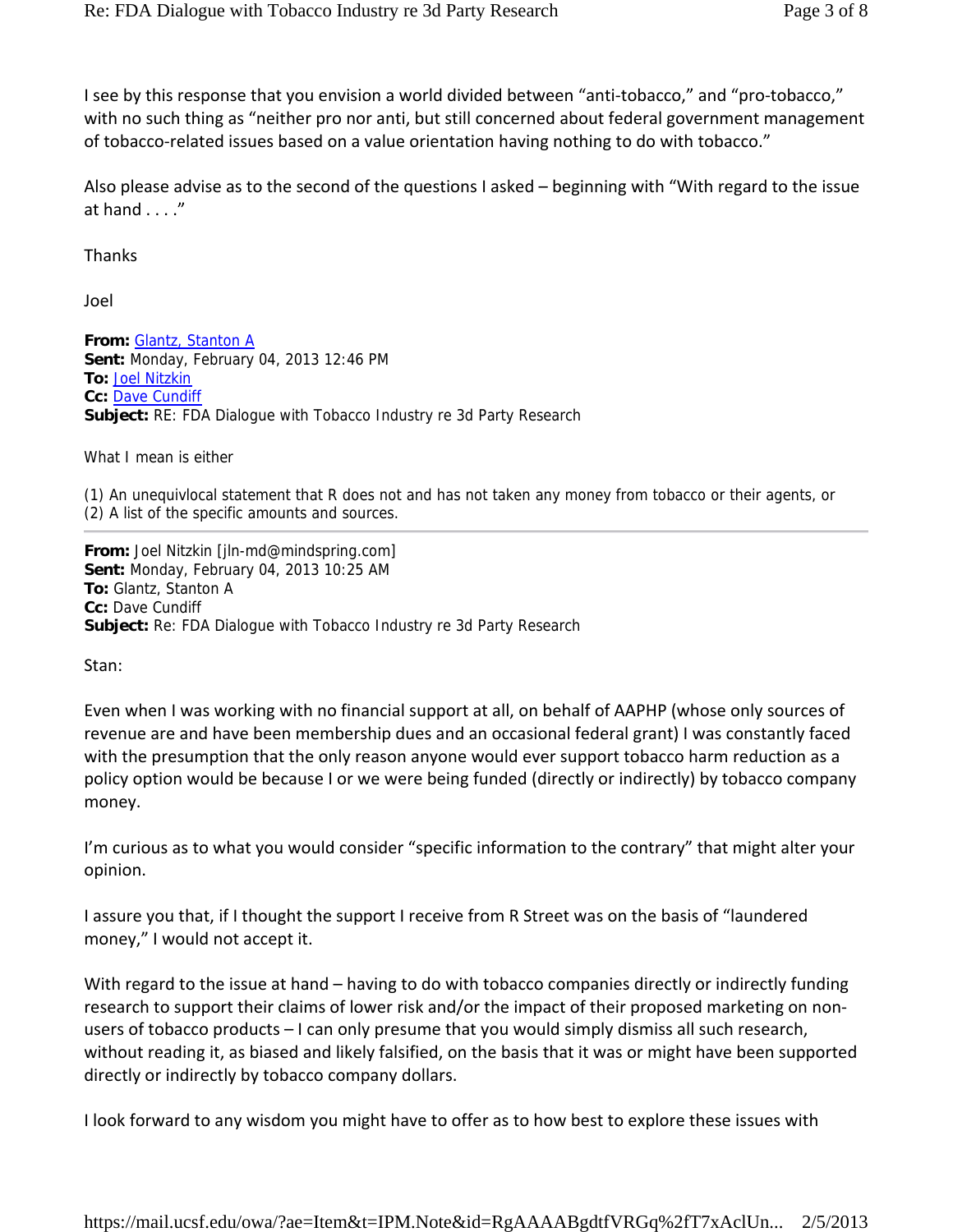I see by this response that you envision a world divided between "anti-tobacco," and "pro-tobacco," with no such thing as "neither pro nor anti, but still concerned about federal government management of tobacco-related issues based on a value orientation having nothing to do with tobacco."

Also please advise as to the second of the questions I asked – beginning with "With regard to the issue at hand . . . ."

Thanks

Joel

**From:** Glantz, Stanton A
**Sent:** Monday, February 04, 2013 12:46 PM
**To:** Joel Nitzkin
**Cc:** Dave Cundiff
**Subject:** RE: FDA Dialogue with Tobacco Industry re 3d Party Research

What I mean is either

(1) An unequivlocal statement that R does not and has not taken any money from tobacco or their agents, or
(2) A list of the specific amounts and sources.

---

**From:** Joel Nitzkin [jln-md@mindspring.com]
**Sent:** Monday, February 04, 2013 10:25 AM
**To:** Glantz, Stanton A
**Cc:** Dave Cundiff
**Subject:** Re: FDA Dialogue with Tobacco Industry re 3d Party Research

Stan:

Even when I was working with no financial support at all, on behalf of AAPHP (whose only sources of revenue are and have been membership dues and an occasional federal grant) I was constantly faced with the presumption that the only reason anyone would ever support tobacco harm reduction as a policy option would be because I or we were being funded (directly or indirectly) by tobacco company money.

I'm curious as to what you would consider "specific information to the contrary" that might alter your opinion.

I assure you that, if I thought the support I receive from R Street was on the basis of "laundered money," I would not accept it.

With regard to the issue at hand – having to do with tobacco companies directly or indirectly funding research to support their claims of lower risk and/or the impact of their proposed marketing on non-users of tobacco products – I can only presume that you would simply dismiss all such research, without reading it, as biased and likely falsified, on the basis that it was or might have been supported directly or indirectly by tobacco company dollars.

I look forward to any wisdom you might have to offer as to how best to explore these issues with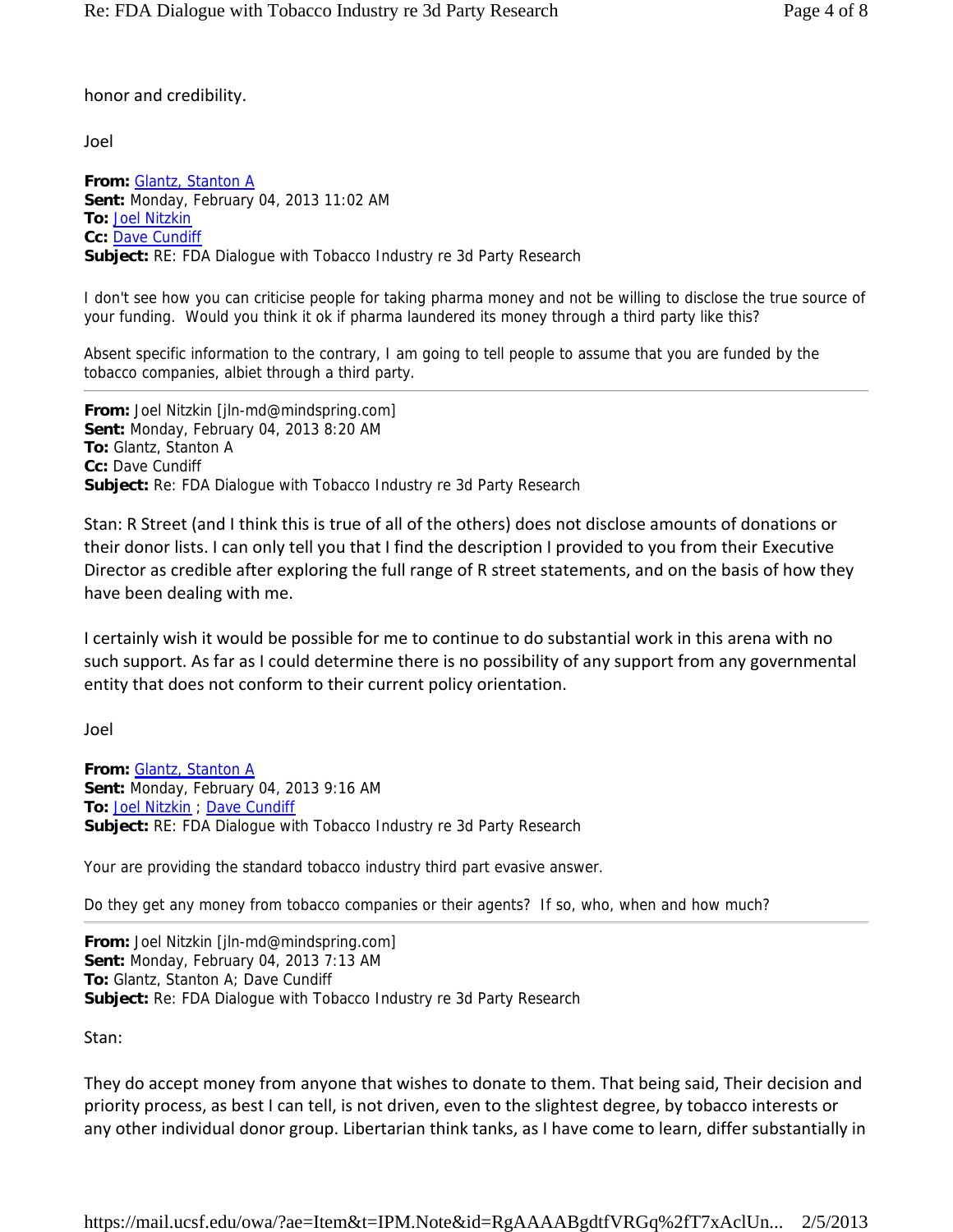honor and credibility.

Joel

**From:** Glantz, Stanton A
**Sent:** Monday, February 04, 2013 11:02 AM
**To:** Joel Nitzkin
**Cc:** Dave Cundiff
**Subject:** RE: FDA Dialogue with Tobacco Industry re 3d Party Research

I don't see how you can criticise people for taking pharma money and not be willing to disclose the true source of your funding. Would you think it ok if pharma laundered its money through a third party like this?

Absent specific information to the contrary, I am going to tell people to assume that you are funded by the tobacco companies, albiet through a third party.

---

**From:** Joel Nitzkin [jln-md@mindspring.com]
**Sent:** Monday, February 04, 2013 8:20 AM
**To:** Glantz, Stanton A
**Cc:** Dave Cundiff
**Subject:** Re: FDA Dialogue with Tobacco Industry re 3d Party Research

Stan: R Street (and I think this is true of all of the others) does not disclose amounts of donations or their donor lists. I can only tell you that I find the description I provided to you from their Executive Director as credible after exploring the full range of R street statements, and on the basis of how they have been dealing with me.

I certainly wish it would be possible for me to continue to do substantial work in this arena with no such support. As far as I could determine there is no possibility of any support from any governmental entity that does not conform to their current policy orientation.

Joel

**From:** Glantz, Stanton A
**Sent:** Monday, February 04, 2013 9:16 AM
**To:** Joel Nitzkin ; Dave Cundiff
**Subject:** RE: FDA Dialogue with Tobacco Industry re 3d Party Research

Your are providing the standard tobacco industry third part evasive answer.

Do they get any money from tobacco companies or their agents? If so, who, when and how much?

---

**From:** Joel Nitzkin [jln-md@mindspring.com]
**Sent:** Monday, February 04, 2013 7:13 AM
**To:** Glantz, Stanton A; Dave Cundiff
**Subject:** Re: FDA Dialogue with Tobacco Industry re 3d Party Research

Stan:

They do accept money from anyone that wishes to donate to them. That being said, Their decision and priority process, as best I can tell, is not driven, even to the slightest degree, by tobacco interests or any other individual donor group. Libertarian think tanks, as I have come to learn, differ substantially in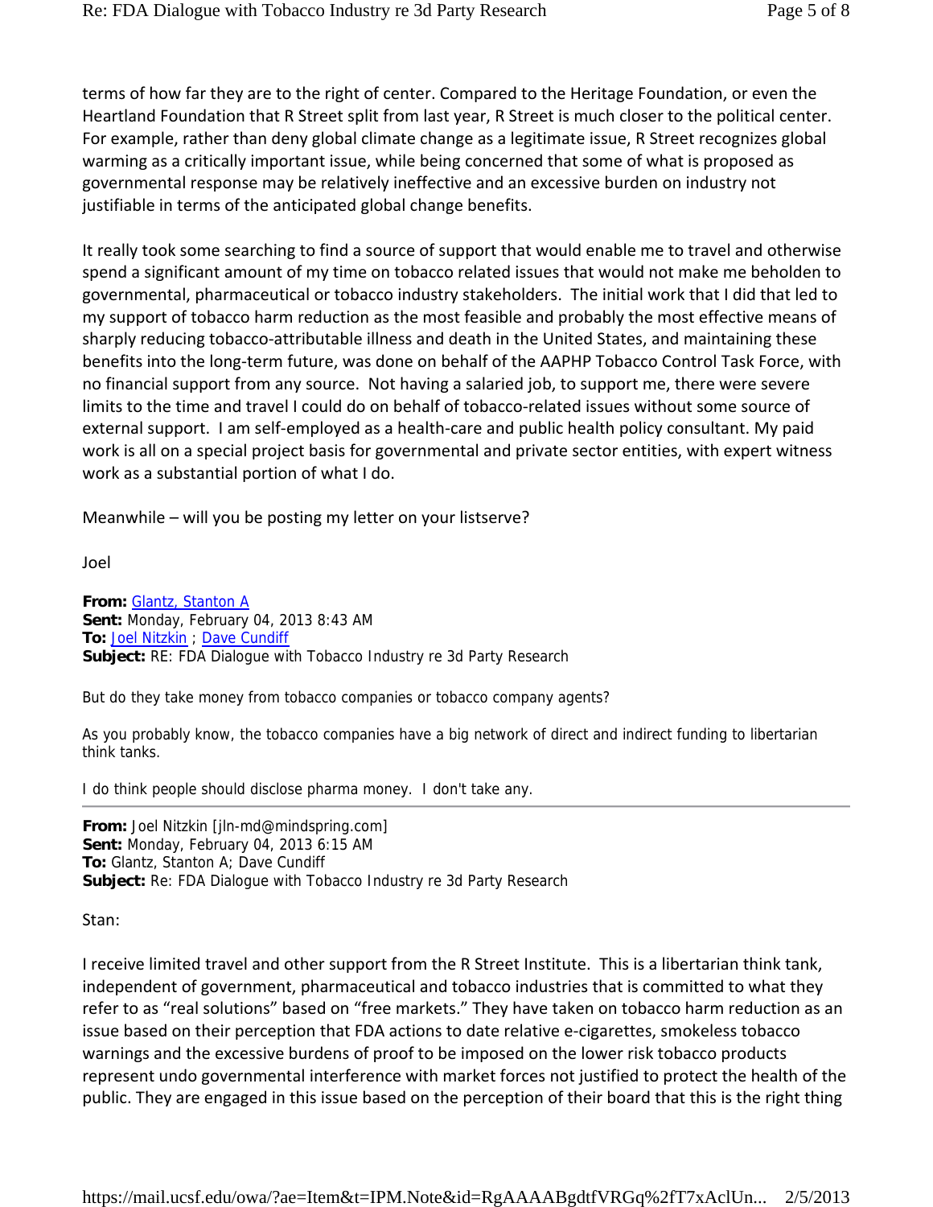terms of how far they are to the right of center. Compared to the Heritage Foundation, or even the Heartland Foundation that R Street split from last year, R Street is much closer to the political center. For example, rather than deny global climate change as a legitimate issue, R Street recognizes global warming as a critically important issue, while being concerned that some of what is proposed as governmental response may be relatively ineffective and an excessive burden on industry not justifiable in terms of the anticipated global change benefits.

It really took some searching to find a source of support that would enable me to travel and otherwise spend a significant amount of my time on tobacco related issues that would not make me beholden to governmental, pharmaceutical or tobacco industry stakeholders. The initial work that I did that led to my support of tobacco harm reduction as the most feasible and probably the most effective means of sharply reducing tobacco-attributable illness and death in the United States, and maintaining these benefits into the long-term future, was done on behalf of the AAPHP Tobacco Control Task Force, with no financial support from any source. Not having a salaried job, to support me, there were severe limits to the time and travel I could do on behalf of tobacco-related issues without some source of external support. I am self-employed as a health-care and public health policy consultant. My paid work is all on a special project basis for governmental and private sector entities, with expert witness work as a substantial portion of what I do.

Meanwhile – will you be posting my letter on your listserve?

Joel

**From:** Glantz, Stanton A
**Sent:** Monday, February 04, 2013 8:43 AM
**To:** Joel Nitzkin ; Dave Cundiff
**Subject:** RE: FDA Dialogue with Tobacco Industry re 3d Party Research

But do they take money from tobacco companies or tobacco company agents?

As you probably know, the tobacco companies have a big network of direct and indirect funding to libertarian think tanks.

I do think people should disclose pharma money. I don't take any.

---

**From:** Joel Nitzkin [jln-md@mindspring.com]
**Sent:** Monday, February 04, 2013 6:15 AM
**To:** Glantz, Stanton A; Dave Cundiff
**Subject:** Re: FDA Dialogue with Tobacco Industry re 3d Party Research

Stan:

I receive limited travel and other support from the R Street Institute. This is a libertarian think tank, independent of government, pharmaceutical and tobacco industries that is committed to what they refer to as "real solutions" based on "free markets." They have taken on tobacco harm reduction as an issue based on their perception that FDA actions to date relative e-cigarettes, smokeless tobacco warnings and the excessive burdens of proof to be imposed on the lower risk tobacco products represent undo governmental interference with market forces not justified to protect the health of the public. They are engaged in this issue based on the perception of their board that this is the right thing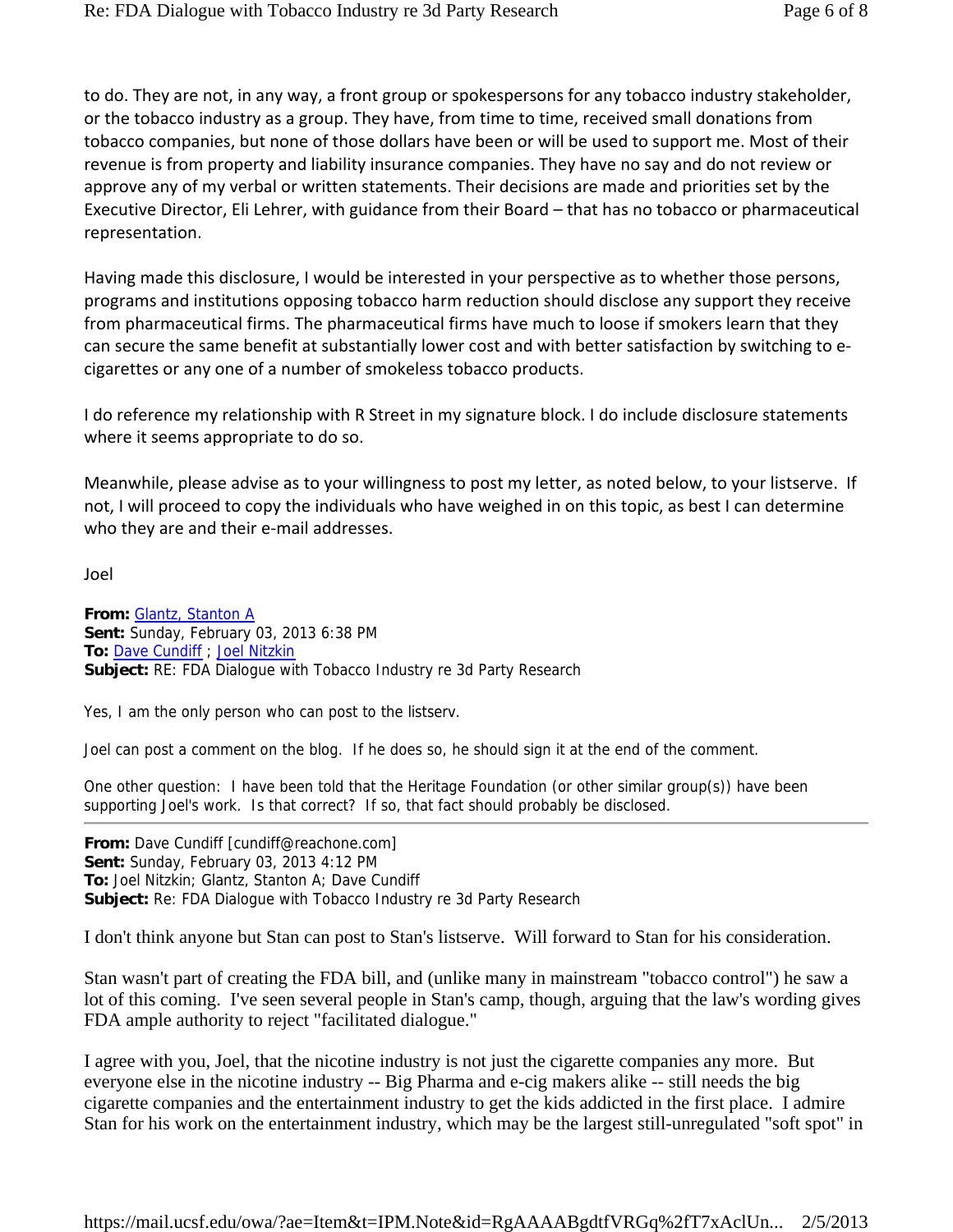to do. They are not, in any way, a front group or spokespersons for any tobacco industry stakeholder, or the tobacco industry as a group. They have, from time to time, received small donations from tobacco companies, but none of those dollars have been or will be used to support me. Most of their revenue is from property and liability insurance companies. They have no say and do not review or approve any of my verbal or written statements. Their decisions are made and priorities set by the Executive Director, Eli Lehrer, with guidance from their Board – that has no tobacco or pharmaceutical representation.

Having made this disclosure, I would be interested in your perspective as to whether those persons, programs and institutions opposing tobacco harm reduction should disclose any support they receive from pharmaceutical firms. The pharmaceutical firms have much to loose if smokers learn that they can secure the same benefit at substantially lower cost and with better satisfaction by switching to e-cigarettes or any one of a number of smokeless tobacco products.

I do reference my relationship with R Street in my signature block. I do include disclosure statements where it seems appropriate to do so.

Meanwhile, please advise as to your willingness to post my letter, as noted below, to your listserve. If not, I will proceed to copy the individuals who have weighed in on this topic, as best I can determine who they are and their e-mail addresses.

Joel

**From:** Glantz, Stanton A
**Sent:** Sunday, February 03, 2013 6:38 PM
**To:** Dave Cundiff ; Joel Nitzkin
**Subject:** RE: FDA Dialogue with Tobacco Industry re 3d Party Research

Yes, I am the only person who can post to the listserv.

Joel can post a comment on the blog. If he does so, he should sign it at the end of the comment.

One other question: I have been told that the Heritage Foundation (or other similar group(s)) have been supporting Joel's work. Is that correct? If so, that fact should probably be disclosed.

---

**From:** Dave Cundiff [cundiff@reachone.com]
**Sent:** Sunday, February 03, 2013 4:12 PM
**To:** Joel Nitzkin; Glantz, Stanton A; Dave Cundiff
**Subject:** Re: FDA Dialogue with Tobacco Industry re 3d Party Research

I don't think anyone but Stan can post to Stan's listserve. Will forward to Stan for his consideration.

Stan wasn't part of creating the FDA bill, and (unlike many in mainstream "tobacco control") he saw a lot of this coming. I've seen several people in Stan's camp, though, arguing that the law's wording gives FDA ample authority to reject "facilitated dialogue."

I agree with you, Joel, that the nicotine industry is not just the cigarette companies any more. But everyone else in the nicotine industry -- Big Pharma and e-cig makers alike -- still needs the big cigarette companies and the entertainment industry to get the kids addicted in the first place. I admire Stan for his work on the entertainment industry, which may be the largest still-unregulated "soft spot" in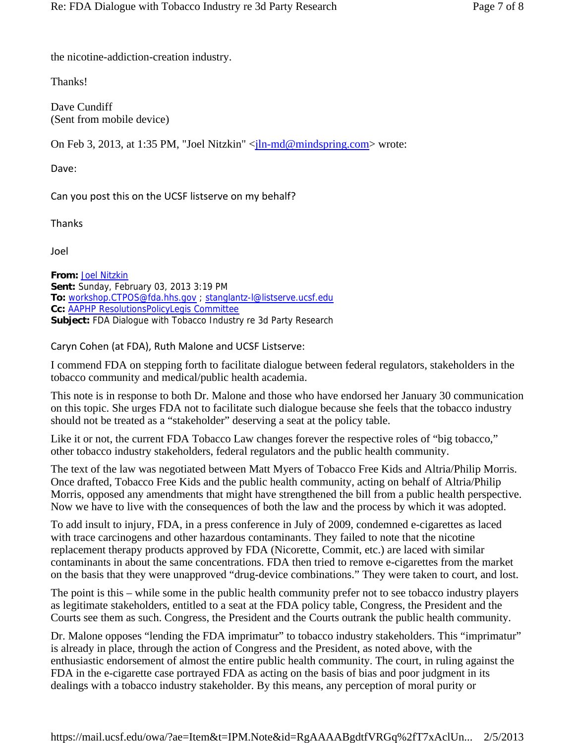the nicotine-addiction-creation industry.

Thanks!

Dave Cundiff
(Sent from mobile device)

On Feb 3, 2013, at 1:35 PM, "Joel Nitzkin" <jln-md@mindspring.com> wrote:

Dave:

Can you post this on the UCSF listserve on my behalf?

Thanks

Joel

**From:** Joel Nitzkin
**Sent:** Sunday, February 03, 2013 3:19 PM
**To:** workshop.CTPOS@fda.hhs.gov ; stanglantz-l@listserve.ucsf.edu
**Cc:** AAPHP ResolutionsPolicyLegis Committee
**Subject:** FDA Dialogue with Tobacco Industry re 3d Party Research

Caryn Cohen (at FDA), Ruth Malone and UCSF Listserve:

I commend FDA on stepping forth to facilitate dialogue between federal regulators, stakeholders in the tobacco community and medical/public health academia.

This note is in response to both Dr. Malone and those who have endorsed her January 30 communication on this topic. She urges FDA not to facilitate such dialogue because she feels that the tobacco industry should not be treated as a "stakeholder" deserving a seat at the policy table.

Like it or not, the current FDA Tobacco Law changes forever the respective roles of "big tobacco," other tobacco industry stakeholders, federal regulators and the public health community.

The text of the law was negotiated between Matt Myers of Tobacco Free Kids and Altria/Philip Morris. Once drafted, Tobacco Free Kids and the public health community, acting on behalf of Altria/Philip Morris, opposed any amendments that might have strengthened the bill from a public health perspective. Now we have to live with the consequences of both the law and the process by which it was adopted.

To add insult to injury, FDA, in a press conference in July of 2009, condemned e-cigarettes as laced with trace carcinogens and other hazardous contaminants. They failed to note that the nicotine replacement therapy products approved by FDA (Nicorette, Commit, etc.) are laced with similar contaminants in about the same concentrations. FDA then tried to remove e-cigarettes from the market on the basis that they were unapproved "drug-device combinations." They were taken to court, and lost.

The point is this – while some in the public health community prefer not to see tobacco industry players as legitimate stakeholders, entitled to a seat at the FDA policy table, Congress, the President and the Courts see them as such. Congress, the President and the Courts outrank the public health community.

Dr. Malone opposes "lending the FDA imprimatur" to tobacco industry stakeholders. This "imprimatur" is already in place, through the action of Congress and the President, as noted above, with the enthusiastic endorsement of almost the entire public health community. The court, in ruling against the FDA in the e-cigarette case portrayed FDA as acting on the basis of bias and poor judgment in its dealings with a tobacco industry stakeholder. By this means, any perception of moral purity or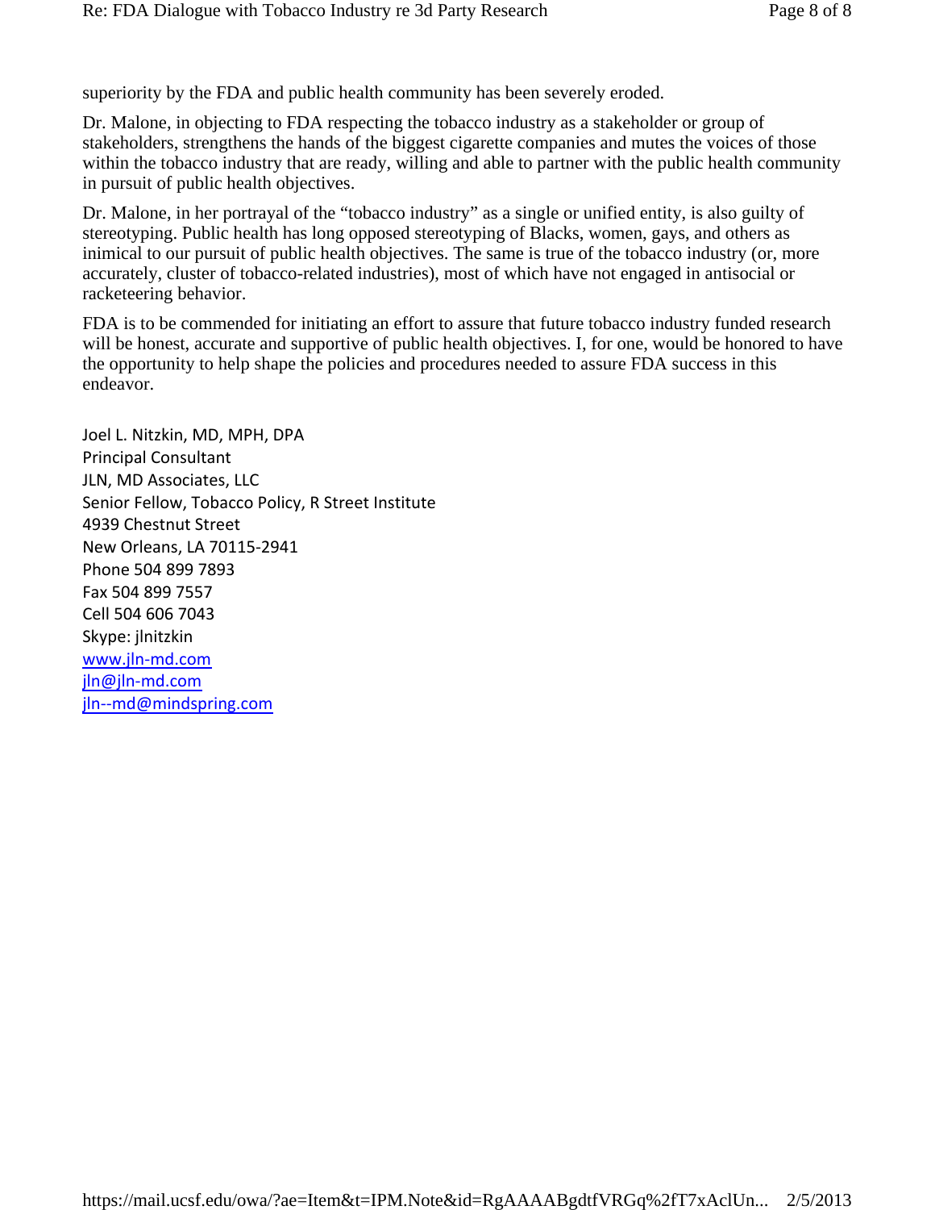superiority by the FDA and public health community has been severely eroded.

Dr. Malone, in objecting to FDA respecting the tobacco industry as a stakeholder or group of stakeholders, strengthens the hands of the biggest cigarette companies and mutes the voices of those within the tobacco industry that are ready, willing and able to partner with the public health community in pursuit of public health objectives.

Dr. Malone, in her portrayal of the "tobacco industry" as a single or unified entity, is also guilty of stereotyping. Public health has long opposed stereotyping of Blacks, women, gays, and others as inimical to our pursuit of public health objectives. The same is true of the tobacco industry (or, more accurately, cluster of tobacco-related industries), most of which have not engaged in antisocial or racketeering behavior.

FDA is to be commended for initiating an effort to assure that future tobacco industry funded research will be honest, accurate and supportive of public health objectives. I, for one, would be honored to have the opportunity to help shape the policies and procedures needed to assure FDA success in this endeavor.

Joel L. Nitzkin, MD, MPH, DPA
Principal Consultant
JLN, MD Associates, LLC
Senior Fellow, Tobacco Policy, R Street Institute
4939 Chestnut Street
New Orleans, LA 70115-2941
Phone 504 899 7893
Fax 504 899 7557
Cell 504 606 7043
Skype: jlnitzkin
www.jln-md.com
jln@jln-md.com
jln--md@mindspring.com